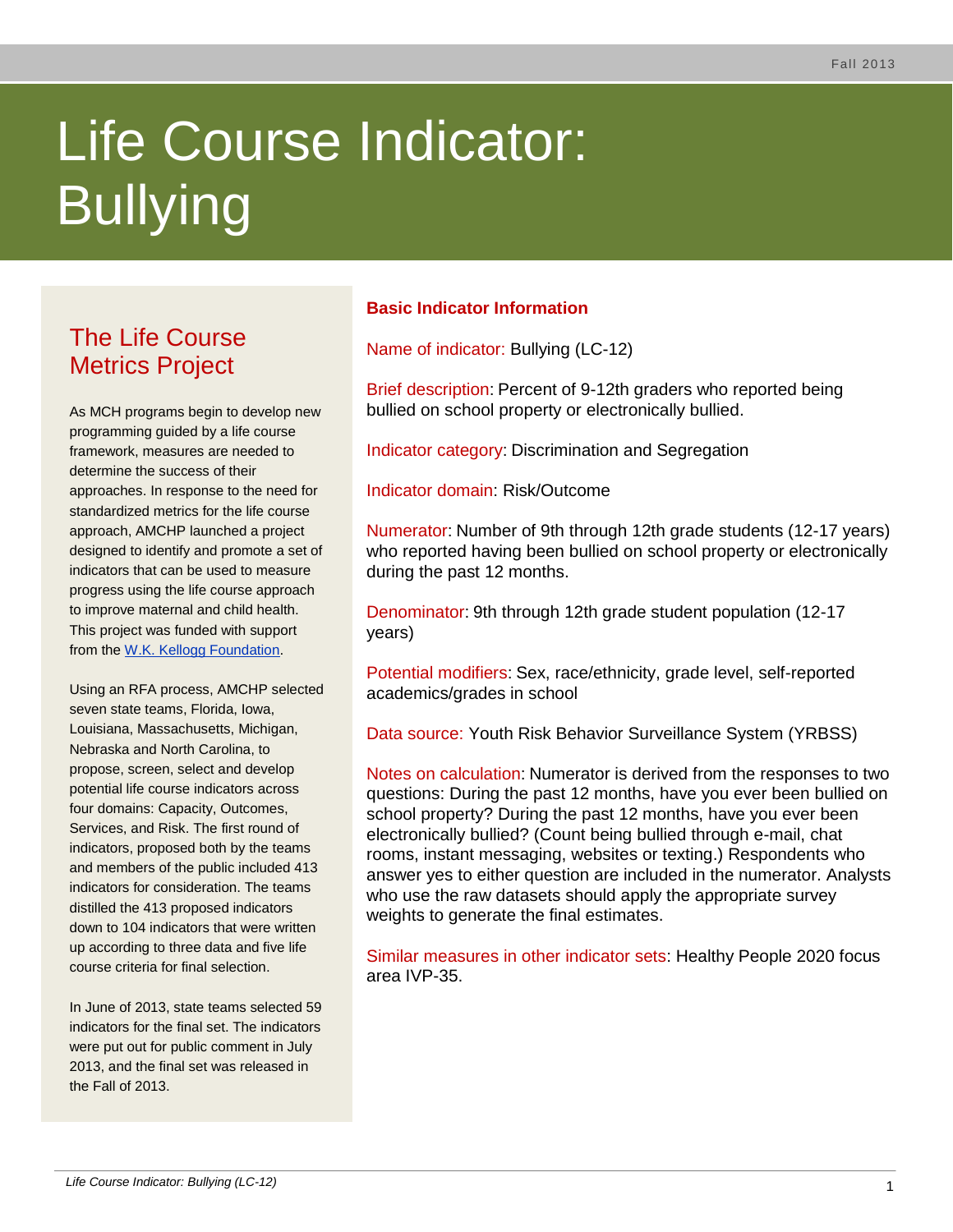# Life Course Indicator: Bullying

## The Life Course Metrics Project

As MCH programs begin to develop new programming guided by a life course framework, measures are needed to determine the success of their approaches. In response to the need for standardized metrics for the life course approach, AMCHP launched a project designed to identify and promote a set of indicators that can be used to measure progress using the life course approach to improve maternal and child health. This project was funded with support from the W.K. Kellogg Foundation.

Using an RFA process, AMCHP selected seven state teams, Florida, Iowa, Louisiana, Massachusetts, Michigan, Nebraska and North Carolina, to propose, screen, select and develop potential life course indicators across four domains: Capacity, Outcomes, Services, and Risk. The first round of indicators, proposed both by the teams and members of the public included 413 indicators for consideration. The teams distilled the 413 proposed indicators down to 104 indicators that were written up according to three data and five life course criteria for final selection.

In June of 2013, state teams selected 59 indicators for the final set. The indicators were put out for public comment in July 2013, and the final set was released in the Fall of 2013.

## Basic Indicator Information

Name of indicator: Bullying (LC-12)

Brief description: Percent of 9-12th graders who reported being bullied on school property or electronically bullied.

Indicator category: Discrimination and Segregation

Indicator domain: Risk/Outcome

Numerator: Number of 9th through 12th grade students (12-17 years) who reported having been bullied on school property or electronically during the past 12 months.

Denominator: 9th through 12th grade student population (12-17 years)

Potential modifiers: Sex, race/ethnicity, grade level, self-reported academics/grades in school

Data source: Youth Risk Behavior Surveillance System (YRBSS)

Notes on calculation: Numerator is derived from the responses to two questions: During the past 12 months, have you ever been bullied on school property? During the past 12 months, have you ever been electronically bullied? (Count being bullied through e-mail, chat rooms, instant messaging, websites or texting.) Respondents who answer yes to either question are included in the numerator. Analysts who use the raw datasets should apply the appropriate survey weights to generate the final estimates.

Similar measures in other indicator sets: Healthy People 2020 focus area IVP-35.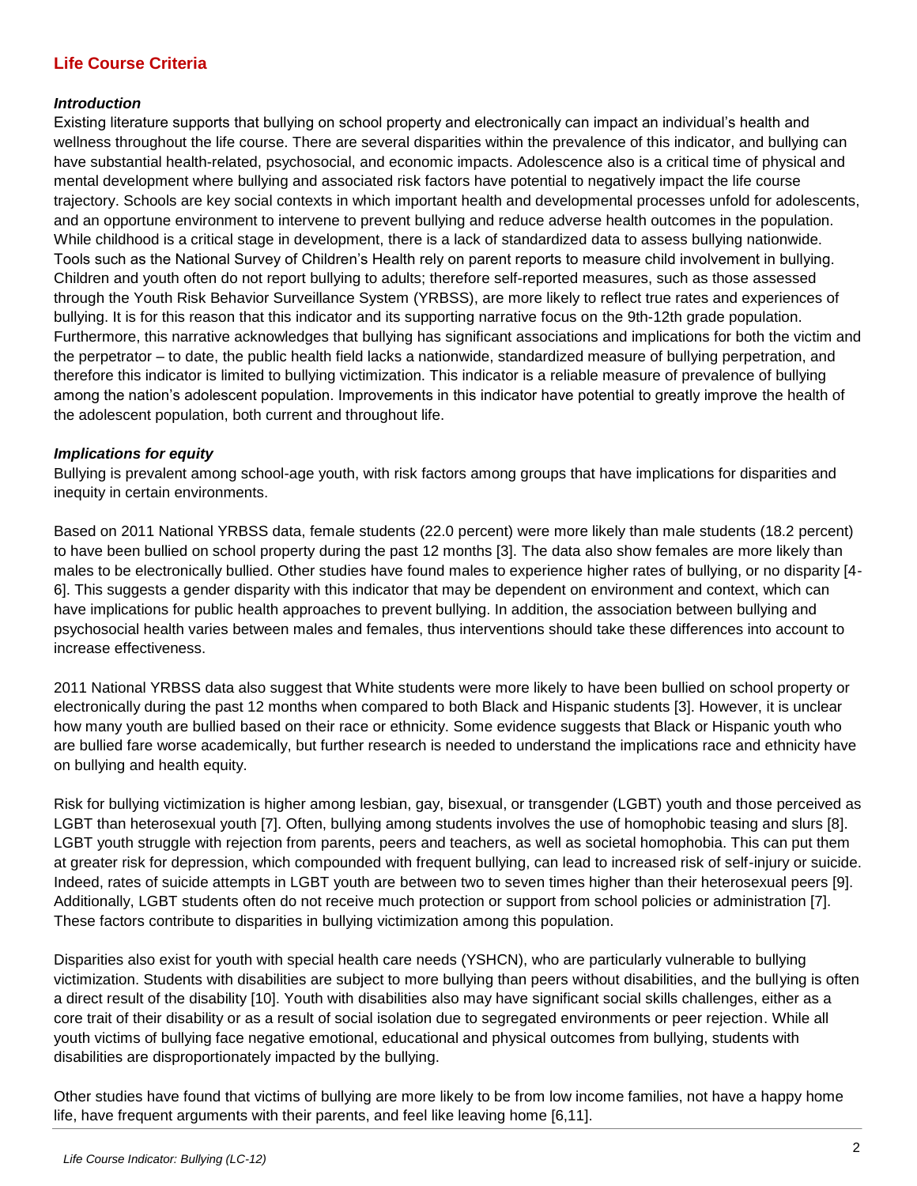## Life Course Criteria

### *Introduction*

Existing literature supports that bullying on school property and electronically can impact an individual's health and wellness throughout the life course. There are several disparities within the prevalence of this indicator, and bullying can have substantial health-related, psychosocial, and economic impacts. Adolescence also is a critical time of physical and mental development where bullying and associated risk factors have potential to negatively impact the life course trajectory. Schools are key social contexts in which important health and developmental processes unfold for adolescents, and an opportune environment to intervene to prevent bullying and reduce adverse health outcomes in the population. While childhood is a critical stage in development, there is a lack of standardized data to assess bullying nationwide. Tools such as the National Survey of Children's Health rely on parent reports to measure child involvement in bullying. Children and youth often do not report bullying to adults; therefore self-reported measures, such as those assessed through the Youth Risk Behavior Surveillance System (YRBSS), are more likely to reflect true rates and experiences of bullying. It is for this reason that this indicator and its supporting narrative focus on the 9th-12th grade population. Furthermore, this narrative acknowledges that bullying has significant associations and implications for both the victim and the perpetrator – to date, the public health field lacks a nationwide, standardized measure of bullying perpetration, and therefore this indicator is limited to bullying victimization. This indicator is a reliable measure of prevalence of bullying among the nation's adolescent population. Improvements in this indicator have potential to greatly improve the health of the adolescent population, both current and throughout life.

### *Implications for equity*

Bullying is prevalent among school-age youth, with risk factors among groups that have implications for disparities and inequity in certain environments.

Based on 2011 National YRBSS data, female students (22.0 percent) were more likely than male students (18.2 percent) to have been bullied on school property during the past 12 months [3]. The data also show females are more likely than males to be electronically bullied. Other studies have found males to experience higher rates of bullying, or no disparity [4-6]. This suggests a gender disparity with this indicator that may be dependent on environment and context, which can have implications for public health approaches to prevent bullying. In addition, the association between bullying and psychosocial health varies between males and females, thus interventions should take these differences into account to increase effectiveness.

2011 National YRBSS data also suggest that White students were more likely to have been bullied on school property or electronically during the past 12 months when compared to both Black and Hispanic students [3]. However, it is unclear how many youth are bullied based on their race or ethnicity. Some evidence suggests that Black or Hispanic youth who are bullied fare worse academically, but further research is needed to understand the implications race and ethnicity have on bullying and health equity.

Risk for bullying victimization is higher among lesbian, gay, bisexual, or transgender (LGBT) youth and those perceived as LGBT than heterosexual youth [7]. Often, bullying among students involves the use of homophobic teasing and slurs [8]. LGBT youth struggle with rejection from parents, peers and teachers, as well as societal homophobia. This can put them at greater risk for depression, which compounded with frequent bullying, can lead to increased risk of self-injury or suicide. Indeed, rates of suicide attempts in LGBT youth are between two to seven times higher than their heterosexual peers [9]. Additionally, LGBT students often do not receive much protection or support from school policies or administration [7]. These factors contribute to disparities in bullying victimization among this population.

Disparities also exist for youth with special health care needs (YSHCN), who are particularly vulnerable to bullying victimization. Students with disabilities are subject to more bullying than peers without disabilities, and the bullying is often a direct result of the disability [10]. Youth with disabilities also may have significant social skills challenges, either as a core trait of their disability or as a result of social isolation due to segregated environments or peer rejection. While all youth victims of bullying face negative emotional, educational and physical outcomes from bullying, students with disabilities are disproportionately impacted by the bullying.

Other studies have found that victims of bullying are more likely to be from low income families, not have a happy home life, have frequent arguments with their parents, and feel like leaving home [6,11].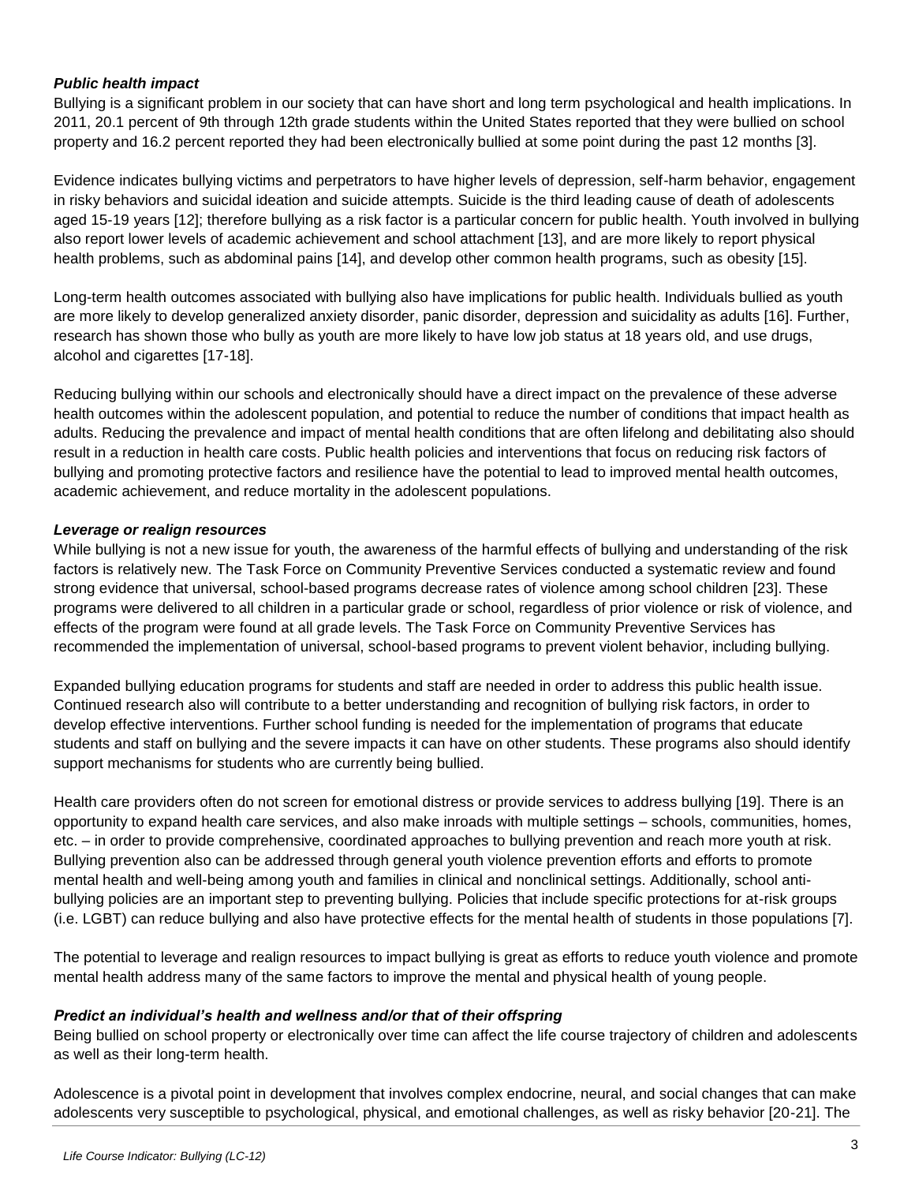### *Public health impact*

Bullying is a significant problem in our society that can have short and long term psychological and health implications. In 2011, 20.1 percent of 9th through 12th grade students within the United States reported that they were bullied on school property and 16.2 percent reported they had been electronically bullied at some point during the past 12 months [3].

Evidence indicates bullying victims and perpetrators to have higher levels of depression, self-harm behavior, engagement in risky behaviors and suicidal ideation and suicide attempts. Suicide is the third leading cause of death of adolescents aged 15-19 years [12]; therefore bullying as a risk factor is a particular concern for public health. Youth involved in bullying also report lower levels of academic achievement and school attachment [13], and are more likely to report physical health problems, such as abdominal pains [14], and develop other common health programs, such as obesity [15].

Long-term health outcomes associated with bullying also have implications for public health. Individuals bullied as youth are more likely to develop generalized anxiety disorder, panic disorder, depression and suicidality as adults [16]. Further, research has shown those who bully as youth are more likely to have low job status at 18 years old, and use drugs, alcohol and cigarettes [17-18].

Reducing bullying within our schools and electronically should have a direct impact on the prevalence of these adverse health outcomes within the adolescent population, and potential to reduce the number of conditions that impact health as adults. Reducing the prevalence and impact of mental health conditions that are often lifelong and debilitating also should result in a reduction in health care costs. Public health policies and interventions that focus on reducing risk factors of bullying and promoting protective factors and resilience have the potential to lead to improved mental health outcomes, academic achievement, and reduce mortality in the adolescent populations.

### *Leverage or realign resources*

While bullying is not a new issue for youth, the awareness of the harmful effects of bullying and understanding of the risk factors is relatively new. The Task Force on Community Preventive Services conducted a systematic review and found strong evidence that universal, school-based programs decrease rates of violence among school children [23]. These programs were delivered to all children in a particular grade or school, regardless of prior violence or risk of violence, and effects of the program were found at all grade levels. The Task Force on Community Preventive Services has recommended the implementation of universal, school-based programs to prevent violent behavior, including bullying.

Expanded bullying education programs for students and staff are needed in order to address this public health issue. Continued research also will contribute to a better understanding and recognition of bullying risk factors, in order to develop effective interventions. Further school funding is needed for the implementation of programs that educate students and staff on bullying and the severe impacts it can have on other students. These programs also should identify support mechanisms for students who are currently being bullied.

Health care providers often do not screen for emotional distress or provide services to address bullying [19]. There is an opportunity to expand health care services, and also make inroads with multiple settings – schools, communities, homes, etc. – in order to provide comprehensive, coordinated approaches to bullying prevention and reach more youth at risk. Bullying prevention also can be addressed through general youth violence prevention efforts and efforts to promote mental health and well-being among youth and families in clinical and nonclinical settings. Additionally, school anti-bullying policies are an important step to preventing bullying. Policies that include specific protections for at-risk groups (i.e. LGBT) can reduce bullying and also have protective effects for the mental health of students in those populations [7].

The potential to leverage and realign resources to impact bullying is great as efforts to reduce youth violence and promote mental health address many of the same factors to improve the mental and physical health of young people.

### *Predict an individual's health and wellness and/or that of their offspring*

Being bullied on school property or electronically over time can affect the life course trajectory of children and adolescents as well as their long-term health.

Adolescence is a pivotal point in development that involves complex endocrine, neural, and social changes that can make adolescents very susceptible to psychological, physical, and emotional challenges, as well as risky behavior [20-21]. The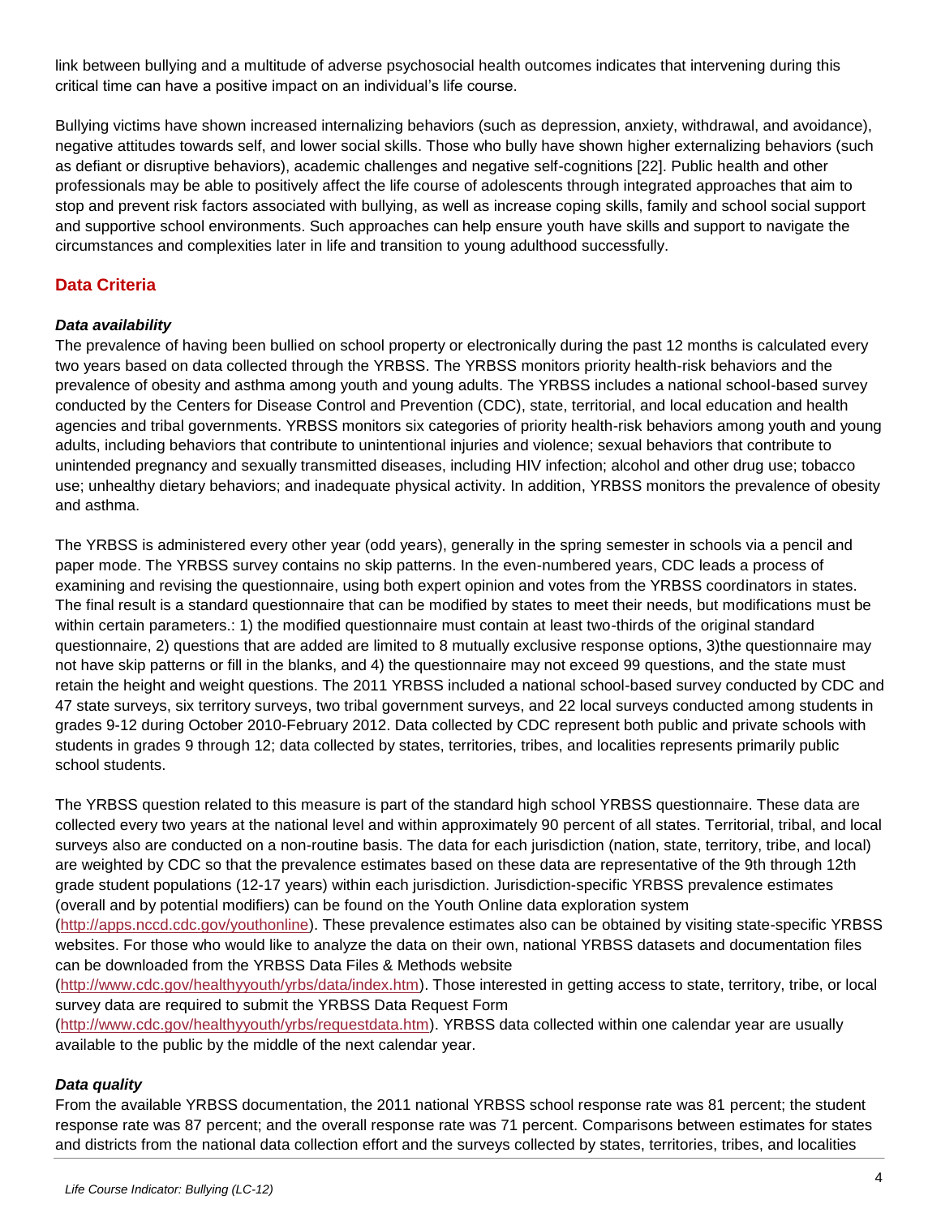link between bullying and a multitude of adverse psychosocial health outcomes indicates that intervening during this critical time can have a positive impact on an individual's life course.

Bullying victims have shown increased internalizing behaviors (such as depression, anxiety, withdrawal, and avoidance), negative attitudes towards self, and lower social skills. Those who bully have shown higher externalizing behaviors (such as defiant or disruptive behaviors), academic challenges and negative self-cognitions [22]. Public health and other professionals may be able to positively affect the life course of adolescents through integrated approaches that aim to stop and prevent risk factors associated with bullying, as well as increase coping skills, family and school social support and supportive school environments. Such approaches can help ensure youth have skills and support to navigate the circumstances and complexities later in life and transition to young adulthood successfully.

## Data Criteria

### *Data availability*

The prevalence of having been bullied on school property or electronically during the past 12 months is calculated every two years based on data collected through the YRBSS. The YRBSS monitors priority health-risk behaviors and the prevalence of obesity and asthma among youth and young adults. The YRBSS includes a national school-based survey conducted by the Centers for Disease Control and Prevention (CDC), state, territorial, and local education and health agencies and tribal governments. YRBSS monitors six categories of priority health-risk behaviors among youth and young adults, including behaviors that contribute to unintentional injuries and violence; sexual behaviors that contribute to unintended pregnancy and sexually transmitted diseases, including HIV infection; alcohol and other drug use; tobacco use; unhealthy dietary behaviors; and inadequate physical activity. In addition, YRBSS monitors the prevalence of obesity and asthma.

The YRBSS is administered every other year (odd years), generally in the spring semester in schools via a pencil and paper mode. The YRBSS survey contains no skip patterns. In the even-numbered years, CDC leads a process of examining and revising the questionnaire, using both expert opinion and votes from the YRBSS coordinators in states. The final result is a standard questionnaire that can be modified by states to meet their needs, but modifications must be within certain parameters.: 1) the modified questionnaire must contain at least two-thirds of the original standard questionnaire, 2) questions that are added are limited to 8 mutually exclusive response options, 3)the questionnaire may not have skip patterns or fill in the blanks, and 4) the questionnaire may not exceed 99 questions, and the state must retain the height and weight questions. The 2011 YRBSS included a national school-based survey conducted by CDC and 47 state surveys, six territory surveys, two tribal government surveys, and 22 local surveys conducted among students in grades 9-12 during October 2010-February 2012. Data collected by CDC represent both public and private schools with students in grades 9 through 12; data collected by states, territories, tribes, and localities represents primarily public school students.

The YRBSS question related to this measure is part of the standard high school YRBSS questionnaire. These data are collected every two years at the national level and within approximately 90 percent of all states. Territorial, tribal, and local surveys also are conducted on a non-routine basis. The data for each jurisdiction (nation, state, territory, tribe, and local) are weighted by CDC so that the prevalence estimates based on these data are representative of the 9th through 12th grade student populations (12-17 years) within each jurisdiction. Jurisdiction-specific YRBSS prevalence estimates (overall and by potential modifiers) can be found on the Youth Online data exploration system (http://apps.nccd.cdc.gov/youthonline). These prevalence estimates also can be obtained by visiting state-specific YRBSS websites. For those who would like to analyze the data on their own, national YRBSS datasets and documentation files can be downloaded from the YRBSS Data Files & Methods website (http://www.cdc.gov/healthyyouth/yrbs/data/index.htm). Those interested in getting access to state, territory, tribe, or local survey data are required to submit the YRBSS Data Request Form (http://www.cdc.gov/healthyyouth/yrbs/requestdata.htm). YRBSS data collected within one calendar year are usually available to the public by the middle of the next calendar year.

### *Data quality*

From the available YRBSS documentation, the 2011 national YRBSS school response rate was 81 percent; the student response rate was 87 percent; and the overall response rate was 71 percent. Comparisons between estimates for states and districts from the national data collection effort and the surveys collected by states, territories, tribes, and localities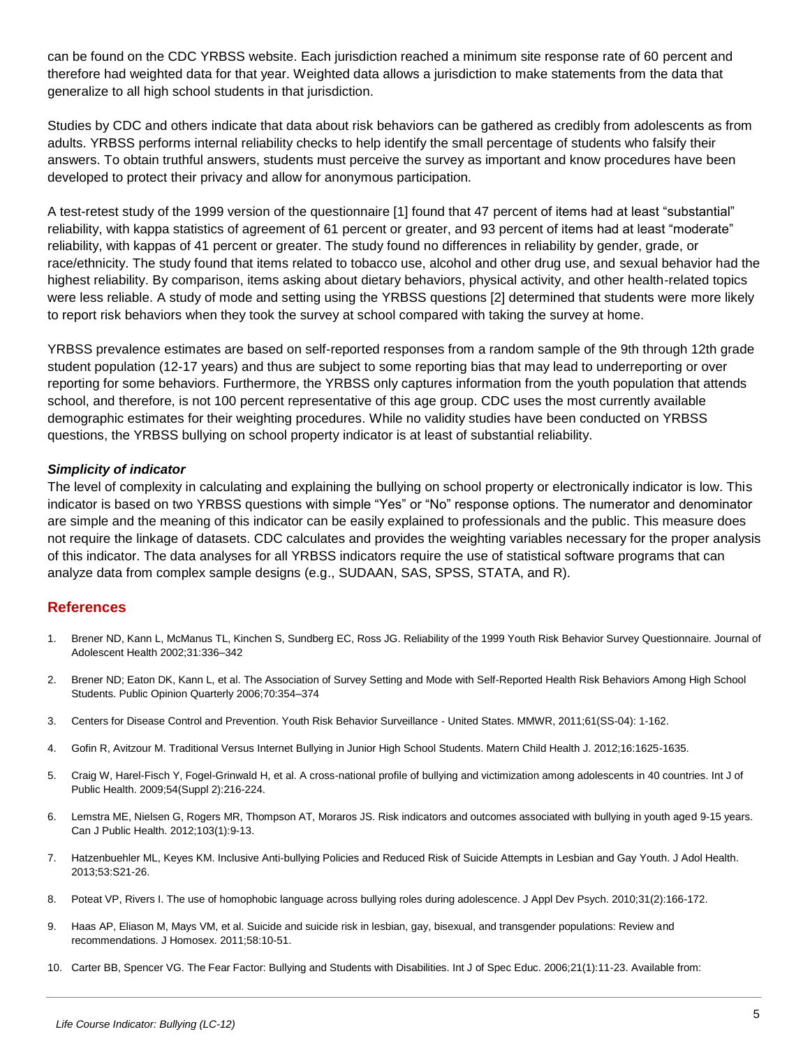can be found on the CDC YRBSS website. Each jurisdiction reached a minimum site response rate of 60 percent and therefore had weighted data for that year. Weighted data allows a jurisdiction to make statements from the data that generalize to all high school students in that jurisdiction.

Studies by CDC and others indicate that data about risk behaviors can be gathered as credibly from adolescents as from adults. YRBSS performs internal reliability checks to help identify the small percentage of students who falsify their answers. To obtain truthful answers, students must perceive the survey as important and know procedures have been developed to protect their privacy and allow for anonymous participation.

A test-retest study of the 1999 version of the questionnaire [1] found that 47 percent of items had at least "substantial" reliability, with kappa statistics of agreement of 61 percent or greater, and 93 percent of items had at least "moderate" reliability, with kappas of 41 percent or greater. The study found no differences in reliability by gender, grade, or race/ethnicity. The study found that items related to tobacco use, alcohol and other drug use, and sexual behavior had the highest reliability. By comparison, items asking about dietary behaviors, physical activity, and other health-related topics were less reliable. A study of mode and setting using the YRBSS questions [2] determined that students were more likely to report risk behaviors when they took the survey at school compared with taking the survey at home.

YRBSS prevalence estimates are based on self-reported responses from a random sample of the 9th through 12th grade student population (12-17 years) and thus are subject to some reporting bias that may lead to underreporting or over reporting for some behaviors. Furthermore, the YRBSS only captures information from the youth population that attends school, and therefore, is not 100 percent representative of this age group. CDC uses the most currently available demographic estimates for their weighting procedures. While no validity studies have been conducted on YRBSS questions, the YRBSS bullying on school property indicator is at least of substantial reliability.

### *Simplicity of indicator*

The level of complexity in calculating and explaining the bullying on school property or electronically indicator is low. This indicator is based on two YRBSS questions with simple "Yes" or "No" response options. The numerator and denominator are simple and the meaning of this indicator can be easily explained to professionals and the public. This measure does not require the linkage of datasets. CDC calculates and provides the weighting variables necessary for the proper analysis of this indicator. The data analyses for all YRBSS indicators require the use of statistical software programs that can analyze data from complex sample designs (e.g., SUDAAN, SAS, SPSS, STATA, and R).

## References

1. Brener ND, Kann L, McManus TL, Kinchen S, Sundberg EC, Ross JG. Reliability of the 1999 Youth Risk Behavior Survey Questionnaire. Journal of Adolescent Health 2002;31:336–342
2. Brener ND; Eaton DK, Kann L, et al. The Association of Survey Setting and Mode with Self-Reported Health Risk Behaviors Among High School Students. Public Opinion Quarterly 2006;70:354–374
3. Centers for Disease Control and Prevention. Youth Risk Behavior Surveillance - United States. MMWR, 2011;61(SS-04): 1-162.
4. Gofin R, Avitzour M. Traditional Versus Internet Bullying in Junior High School Students. Matern Child Health J. 2012;16:1625-1635.
5. Craig W, Harel-Fisch Y, Fogel-Grinwald H, et al. A cross-national profile of bullying and victimization among adolescents in 40 countries. Int J of Public Health. 2009;54(Suppl 2):216-224.
6. Lemstra ME, Nielsen G, Rogers MR, Thompson AT, Moraros JS. Risk indicators and outcomes associated with bullying in youth aged 9-15 years. Can J Public Health. 2012;103(1):9-13.
7. Hatzenbuehler ML, Keyes KM. Inclusive Anti-bullying Policies and Reduced Risk of Suicide Attempts in Lesbian and Gay Youth. J Adol Health. 2013;53:S21-26.
8. Poteat VP, Rivers I. The use of homophobic language across bullying roles during adolescence. J Appl Dev Psych. 2010;31(2):166-172.
9. Haas AP, Eliason M, Mays VM, et al. Suicide and suicide risk in lesbian, gay, bisexual, and transgender populations: Review and recommendations. J Homosex. 2011;58:10-51.
10. Carter BB, Spencer VG. The Fear Factor: Bullying and Students with Disabilities. Int J of Spec Educ. 2006;21(1):11-23. Available from: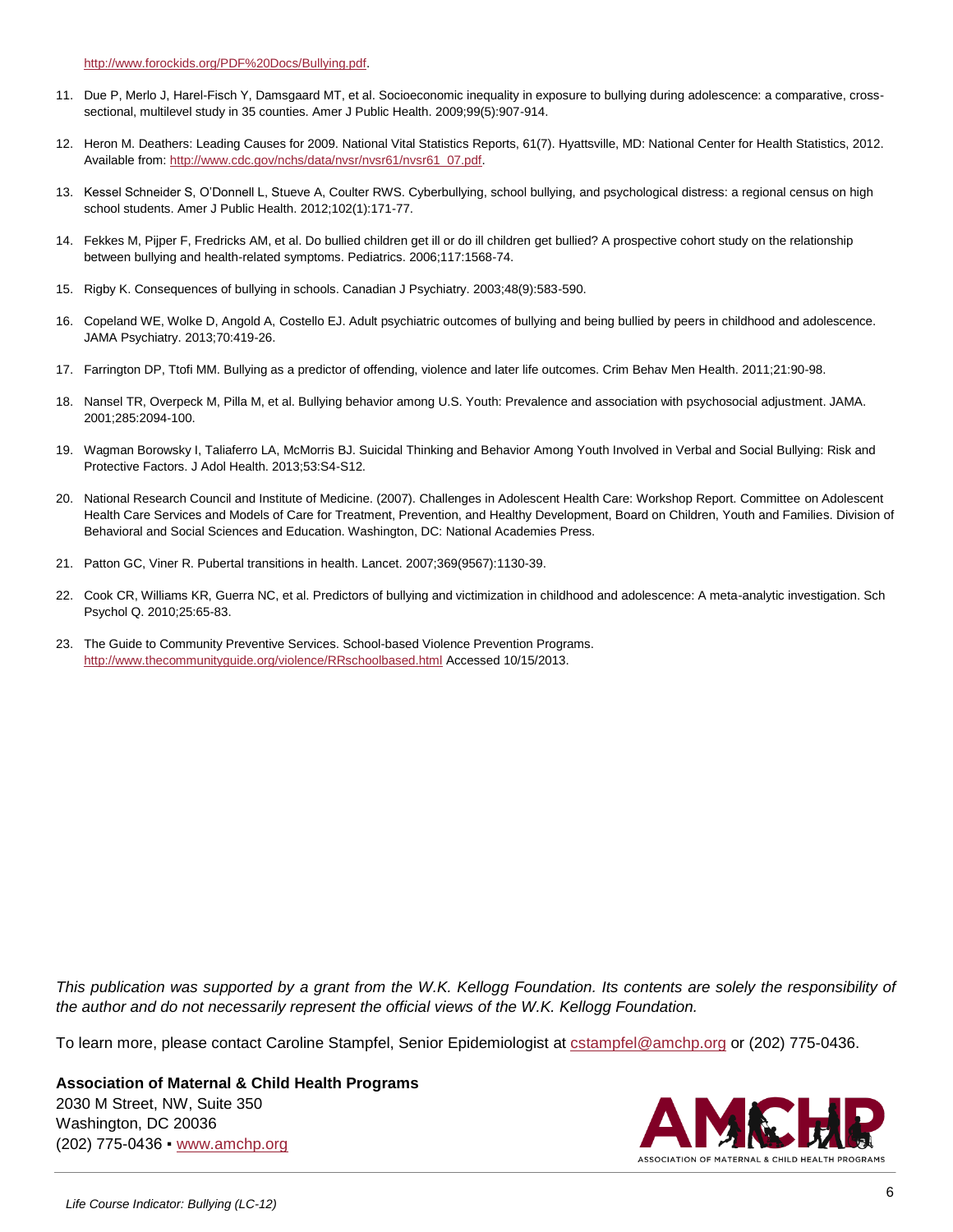http://www.forockids.org/PDF%20Docs/Bullying.pdf.

11. Due P, Merlo J, Harel-Fisch Y, Damsgaard MT, et al. Socioeconomic inequality in exposure to bullying during adolescence: a comparative, cross-sectional, multilevel study in 35 counties. Amer J Public Health. 2009;99(5):907-914.

12. Heron M. Deathers: Leading Causes for 2009. National Vital Statistics Reports, 61(7). Hyattsville, MD: National Center for Health Statistics, 2012. Available from: http://www.cdc.gov/nchs/data/nvsr/nvsr61/nvsr61_07.pdf.

13. Kessel Schneider S, O'Donnell L, Stueve A, Coulter RWS. Cyberbullying, school bullying, and psychological distress: a regional census on high school students. Amer J Public Health. 2012;102(1):171-77.

14. Fekkes M, Pijper F, Fredricks AM, et al. Do bullied children get ill or do ill children get bullied? A prospective cohort study on the relationship between bullying and health-related symptoms. Pediatrics. 2006;117:1568-74.

15. Rigby K. Consequences of bullying in schools. Canadian J Psychiatry. 2003;48(9):583-590.

16. Copeland WE, Wolke D, Angold A, Costello EJ. Adult psychiatric outcomes of bullying and being bullied by peers in childhood and adolescence. JAMA Psychiatry. 2013;70:419-26.

17. Farrington DP, Ttofi MM. Bullying as a predictor of offending, violence and later life outcomes. Crim Behav Men Health. 2011;21:90-98.

18. Nansel TR, Overpeck M, Pilla M, et al. Bullying behavior among U.S. Youth: Prevalence and association with psychosocial adjustment. JAMA. 2001;285:2094-100.

19. Wagman Borowsky I, Taliaferro LA, McMorris BJ. Suicidal Thinking and Behavior Among Youth Involved in Verbal and Social Bullying: Risk and Protective Factors. J Adol Health. 2013;53:S4-S12.

20. National Research Council and Institute of Medicine. (2007). Challenges in Adolescent Health Care: Workshop Report. Committee on Adolescent Health Care Services and Models of Care for Treatment, Prevention, and Healthy Development, Board on Children, Youth and Families. Division of Behavioral and Social Sciences and Education. Washington, DC: National Academies Press.

21. Patton GC, Viner R. Pubertal transitions in health. Lancet. 2007;369(9567):1130-39.

22. Cook CR, Williams KR, Guerra NC, et al. Predictors of bullying and victimization in childhood and adolescence: A meta-analytic investigation. Sch Psychol Q. 2010;25:65-83.

23. The Guide to Community Preventive Services. School-based Violence Prevention Programs. http://www.thecommunityguide.org/violence/RRschoolbased.html Accessed 10/15/2013.

*This publication was supported by a grant from the W.K. Kellogg Foundation. Its contents are solely the responsibility of the author and do not necessarily represent the official views of the W.K. Kellogg Foundation.*

To learn more, please contact Caroline Stampfel, Senior Epidemiologist at cstampfel@amchp.org or (202) 775-0436.

**Association of Maternal & Child Health Programs**
2030 M Street, NW, Suite 350
Washington, DC 20036
(202) 775-0436 ▪ www.amchp.org

AMCHP
ASSOCIATION OF MATERNAL & CHILD HEALTH PROGRAMS